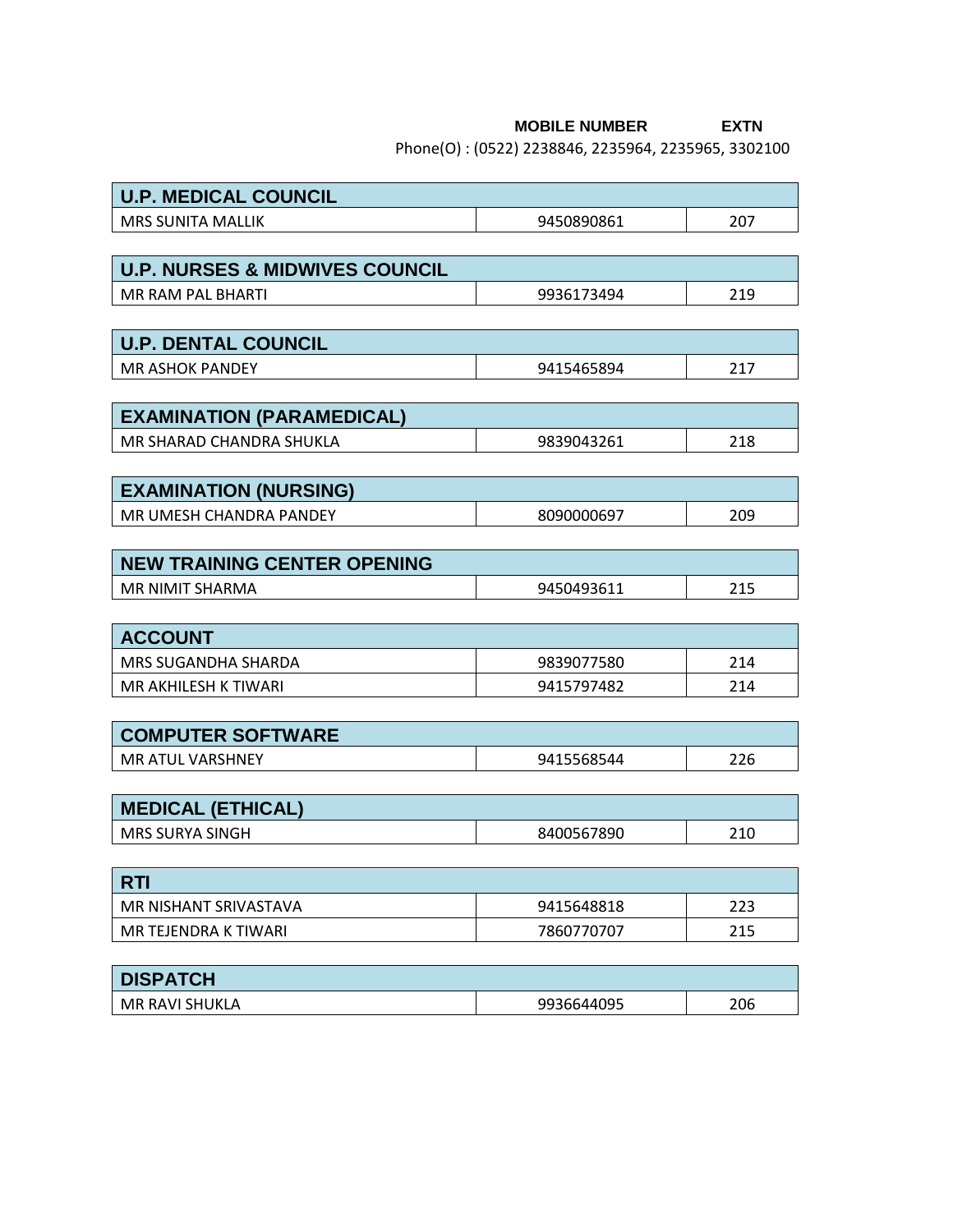| | MOBILE NUMBER | EXTN |
|---|---|---|

Phone(O) : (0522) 2238846, 2235964, 2235965, 3302100

| U.P. MEDICAL COUNCIL | | |
|---|---|---|
| MRS SUNITA MALLIK | 9450890861 | 207 |

| U.P. NURSES & MIDWIVES COUNCIL | | |
|---|---|---|
| MR RAM PAL BHARTI | 9936173494 | 219 |

| U.P. DENTAL COUNCIL | | |
|---|---|---|
| MR ASHOK PANDEY | 9415465894 | 217 |

| EXAMINATION (PARAMEDICAL) | | |
|---|---|---|
| MR SHARAD CHANDRA SHUKLA | 9839043261 | 218 |

| EXAMINATION (NURSING) | | |
|---|---|---|
| MR UMESH CHANDRA PANDEY | 8090000697 | 209 |

| NEW TRAINING CENTER OPENING | | |
|---|---|---|
| MR NIMIT SHARMA | 9450493611 | 215 |

| ACCOUNT | | |
|---|---|---|
| MRS SUGANDHA SHARDA | 9839077580 | 214 |
| MR AKHILESH K TIWARI | 9415797482 | 214 |

| COMPUTER SOFTWARE | | |
|---|---|---|
| MR ATUL VARSHNEY | 9415568544 | 226 |

| MEDICAL (ETHICAL) | | |
|---|---|---|
| MRS SURYA SINGH | 8400567890 | 210 |

| RTI | | |
|---|---|---|
| MR NISHANT SRIVASTAVA | 9415648818 | 223 |
| MR TEJENDRA K TIWARI | 7860770707 | 215 |

| DISPATCH | | |
|---|---|---|
| MR RAVI SHUKLA | 9936644095 | 206 |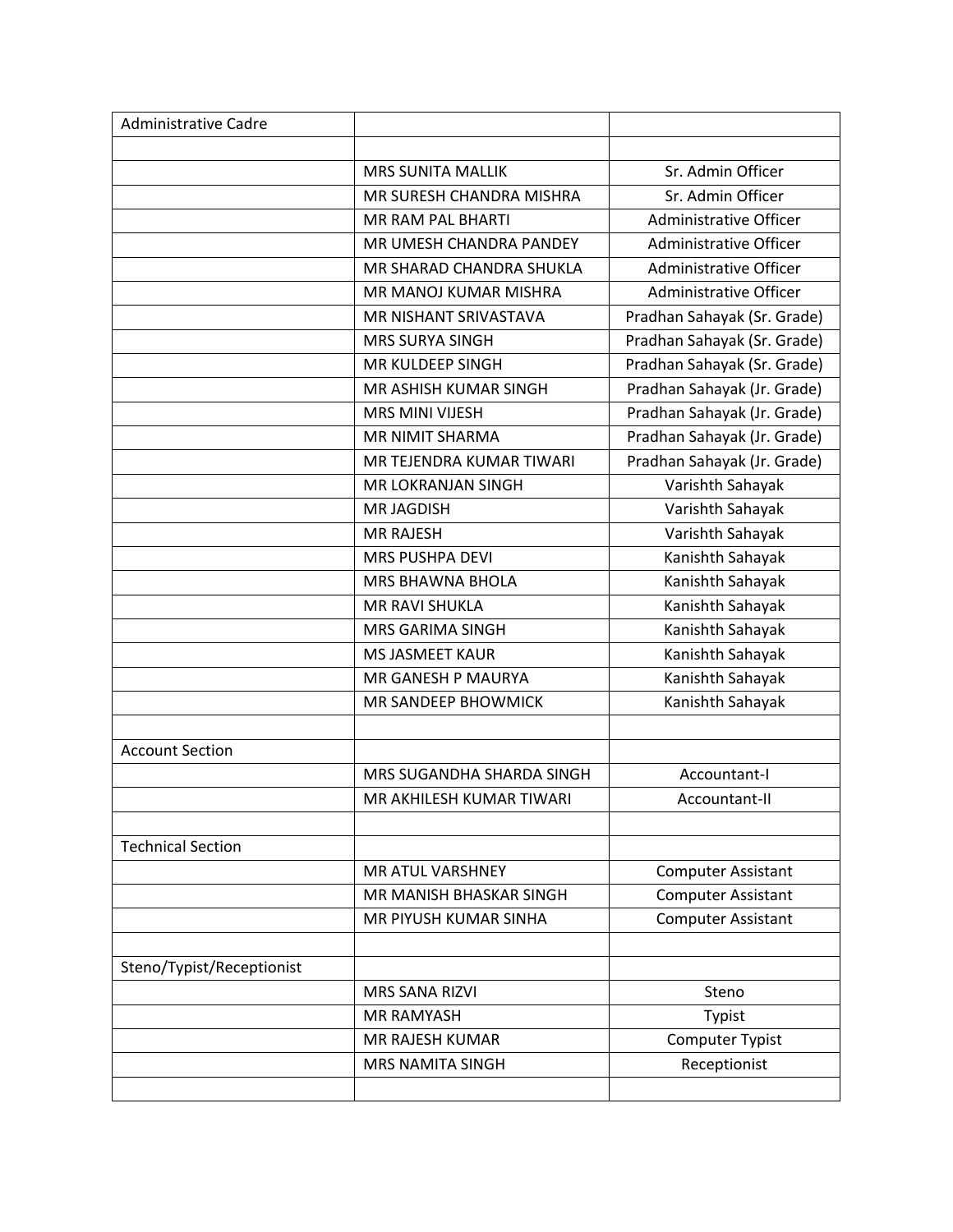| Administrative Cadre | | |
|---|---|---|
| | | |
| | MRS SUNITA MALLIK | Sr. Admin Officer |
| | MR SURESH CHANDRA MISHRA | Sr. Admin Officer |
| | MR RAM PAL BHARTI | Administrative Officer |
| | MR UMESH CHANDRA PANDEY | Administrative Officer |
| | MR SHARAD CHANDRA SHUKLA | Administrative Officer |
| | MR MANOJ KUMAR MISHRA | Administrative Officer |
| | MR NISHANT SRIVASTAVA | Pradhan Sahayak (Sr. Grade) |
| | MRS SURYA SINGH | Pradhan Sahayak (Sr. Grade) |
| | MR KULDEEP SINGH | Pradhan Sahayak (Sr. Grade) |
| | MR ASHISH KUMAR SINGH | Pradhan Sahayak (Jr. Grade) |
| | MRS MINI VIJESH | Pradhan Sahayak (Jr. Grade) |
| | MR NIMIT SHARMA | Pradhan Sahayak (Jr. Grade) |
| | MR TEJENDRA KUMAR TIWARI | Pradhan Sahayak (Jr. Grade) |
| | MR LOKRANJAN SINGH | Varishth Sahayak |
| | MR JAGDISH | Varishth Sahayak |
| | MR RAJESH | Varishth Sahayak |
| | MRS PUSHPA DEVI | Kanishth Sahayak |
| | MRS BHAWNA BHOLA | Kanishth Sahayak |
| | MR RAVI SHUKLA | Kanishth Sahayak |
| | MRS GARIMA SINGH | Kanishth Sahayak |
| | MS JASMEET KAUR | Kanishth Sahayak |
| | MR GANESH P MAURYA | Kanishth Sahayak |
| | MR SANDEEP BHOWMICK | Kanishth Sahayak |
| | | |
| Account Section | | |
| | MRS SUGANDHA SHARDA SINGH | Accountant-I |
| | MR AKHILESH KUMAR TIWARI | Accountant-II |
| | | |
| Technical Section | | |
| | MR ATUL VARSHNEY | Computer Assistant |
| | MR MANISH BHASKAR SINGH | Computer Assistant |
| | MR PIYUSH KUMAR SINHA | Computer Assistant |
| | | |
| Steno/Typist/Receptionist | | |
| | MRS SANA RIZVI | Steno |
| | MR RAMYASH | Typist |
| | MR RAJESH KUMAR | Computer Typist |
| | MRS NAMITA SINGH | Receptionist |
| | | |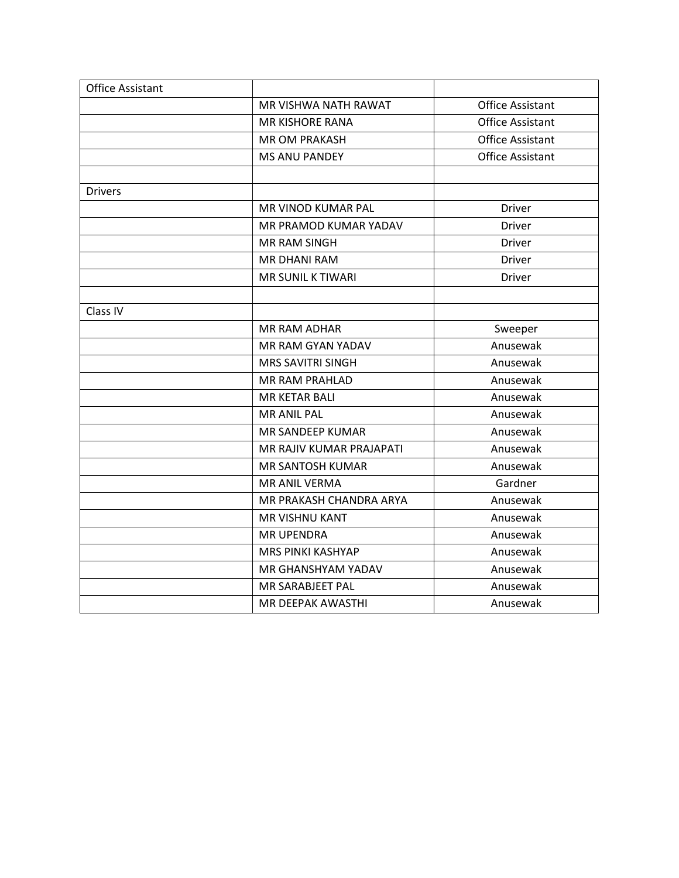| | | |
|---|---|---|
| Office Assistant | | |
| | MR VISHWA NATH RAWAT | Office Assistant |
| | MR KISHORE RANA | Office Assistant |
| | MR OM PRAKASH | Office Assistant |
| | MS ANU PANDEY | Office Assistant |
| | | |
| Drivers | | |
| | MR VINOD KUMAR PAL | Driver |
| | MR PRAMOD KUMAR YADAV | Driver |
| | MR RAM SINGH | Driver |
| | MR DHANI RAM | Driver |
| | MR SUNIL K TIWARI | Driver |
| | | |
| Class IV | | |
| | MR RAM ADHAR | Sweeper |
| | MR RAM GYAN YADAV | Anusewak |
| | MRS SAVITRI SINGH | Anusewak |
| | MR RAM PRAHLAD | Anusewak |
| | MR KETAR BALI | Anusewak |
| | MR ANIL PAL | Anusewak |
| | MR SANDEEP KUMAR | Anusewak |
| | MR RAJIV KUMAR PRAJAPATI | Anusewak |
| | MR SANTOSH KUMAR | Anusewak |
| | MR ANIL VERMA | Gardner |
| | MR PRAKASH CHANDRA ARYA | Anusewak |
| | MR VISHNU KANT | Anusewak |
| | MR UPENDRA | Anusewak |
| | MRS PINKI KASHYAP | Anusewak |
| | MR GHANSHYAM YADAV | Anusewak |
| | MR SARABJEET PAL | Anusewak |
| | MR DEEPAK AWASTHI | Anusewak |